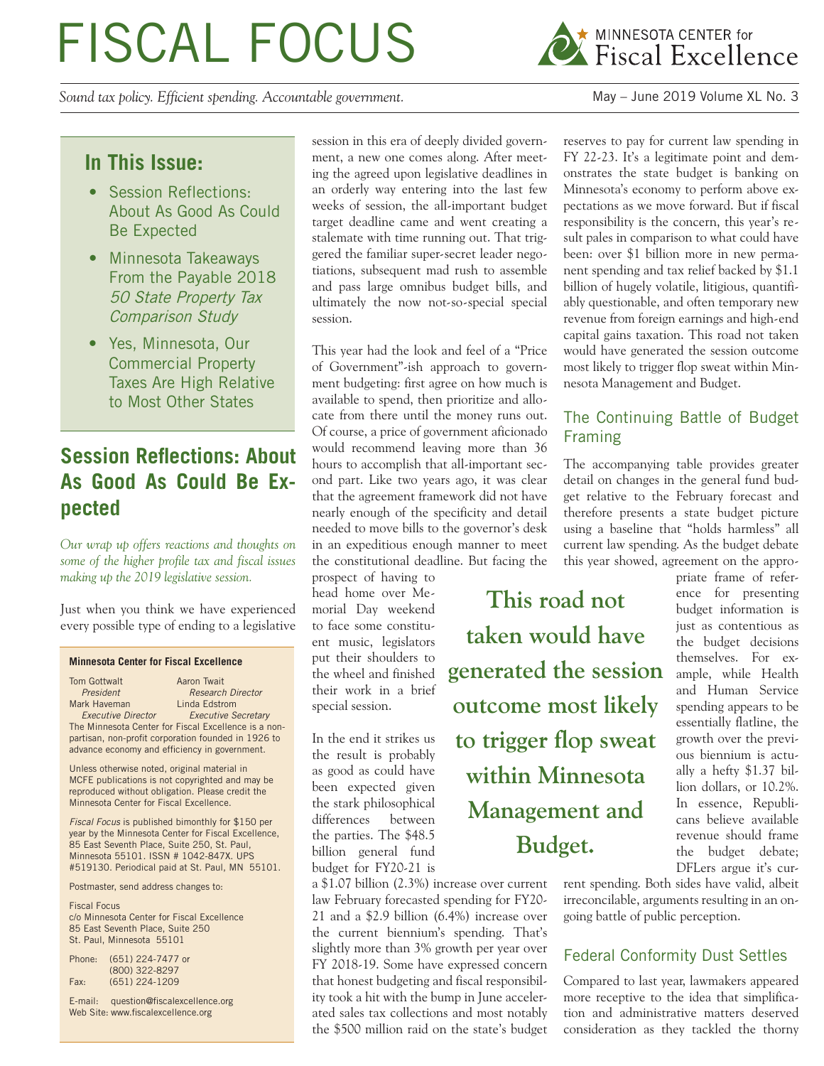# FISCAL FOCUS

MINNESOTA CENTER for Fiscal Excellence

*Sound tax policy. Efficient spending. Accountable government.*

May – June 2019 Volume XL No. 3

## In This Issue:

- Session Reflections: About As Good As Could Be Expected
- Minnesota Takeaways From the Payable 2018 *50 State Property Tax Comparison Study*
- Yes, Minnesota, Our Commercial Property Taxes Are High Relative to Most Other States

## Session Reflections: About As Good As Could Be Expected

*Our wrap up offers reactions and thoughts on some of the higher profile tax and fiscal issues making up the 2019 legislative session.*

Just when you think we have experienced every possible type of ending to a legislative session in this era of deeply divided government, a new one comes along. After meeting the agreed upon legislative deadlines in an orderly way entering into the last few weeks of session, the all-important budget target deadline came and went creating a stalemate with time running out. That triggered the familiar super-secret leader negotiations, subsequent mad rush to assemble and pass large omnibus budget bills, and ultimately the now not-so-special special session.

This year had the look and feel of a "Price of Government"-ish approach to government budgeting: first agree on how much is available to spend, then prioritize and allocate from there until the money runs out. Of course, a price of government aficionado would recommend leaving more than 36 hours to accomplish that all-important second part. Like two years ago, it was clear that the agreement framework did not have nearly enough of the specificity and detail needed to move bills to the governor's desk in an expeditious enough manner to meet the constitutional deadline. But facing the prospect of having to head home over Memorial Day weekend to face some constituent music, legislators put their shoulders to the wheel and finished their work in a brief special session.

In the end it strikes us the result is probably as good as could have been expected given the stark philosophical differences between the parties. The $48.5 billion general fund budget for FY20-21 is a $1.07 billion (2.3%) increase over current law February forecasted spending for FY20-21 and a $2.9 billion (6.4%) increase over the current biennium's spending. That's slightly more than 3% growth per year over FY 2018-19. Some have expressed concern that honest budgeting and fiscal responsibility took a hit with the bump in June accelerated sales tax collections and most notably the $500 million raid on the state's budget reserves to pay for current law spending in FY 22-23. It's a legitimate point and demonstrates the state budget is banking on Minnesota's economy to perform above expectations as we move forward. But if fiscal responsibility is the concern, this year's result pales in comparison to what could have been: over $1 billion more in new permanent spending and tax relief backed by $1.1 billion of hugely volatile, litigious, quantifiably questionable, and often temporary new revenue from foreign earnings and high-end capital gains taxation. This road not taken would have generated the session outcome most likely to trigger flop sweat within Minnesota Management and Budget.

> **This road not taken would have generated the session outcome most likely to trigger flop sweat within Minnesota Management and Budget.**

### The Continuing Battle of Budget Framing

The accompanying table provides greater detail on changes in the general fund budget relative to the February forecast and therefore presents a state budget picture using a baseline that "holds harmless" all current law spending. As the budget debate this year showed, agreement on the appropriate frame of reference for presenting budget information is just as contentious as the budget decisions themselves. For example, while Health and Human Service spending appears to be essentially flatline, the growth over the previous biennium is actually a hefty $1.37 billion dollars, or 10.2%. In essence, Republicans believe available revenue should frame the budget debate; DFLers argue it's current spending. Both sides have valid, albeit irreconcilable, arguments resulting in an ongoing battle of public perception.

### Federal Conformity Dust Settles

Compared to last year, lawmakers appeared more receptive to the idea that simplification and administrative matters deserved consideration as they tackled the thorny

---

**Minnesota Center for Fiscal Excellence**

Tom Gottwalt, *President*
Aaron Twait, *Research Director*
Mark Haveman, *Executive Director*
Linda Edstrom, *Executive Secretary*

The Minnesota Center for Fiscal Excellence is a non-partisan, non-profit corporation founded in 1926 to advance economy and efficiency in government.

Unless otherwise noted, original material in MCFE publications is not copyrighted and may be reproduced without obligation. Please credit the Minnesota Center for Fiscal Excellence.

*Fiscal Focus* is published bimonthly for $150 per year by the Minnesota Center for Fiscal Excellence, 85 East Seventh Place, Suite 250, St. Paul, Minnesota 55101. ISSN # 1042-847X. UPS #519130. Periodical paid at St. Paul, MN 55101.

Postmaster, send address changes to:

Fiscal Focus
c/o Minnesota Center for Fiscal Excellence
85 East Seventh Place, Suite 250
St. Paul, Minnesota 55101

Phone: (651) 224-7477 or (800) 322-8297
Fax: (651) 224-1209

E-mail: question@fiscalexcellence.org
Web Site: www.fiscalexcellence.org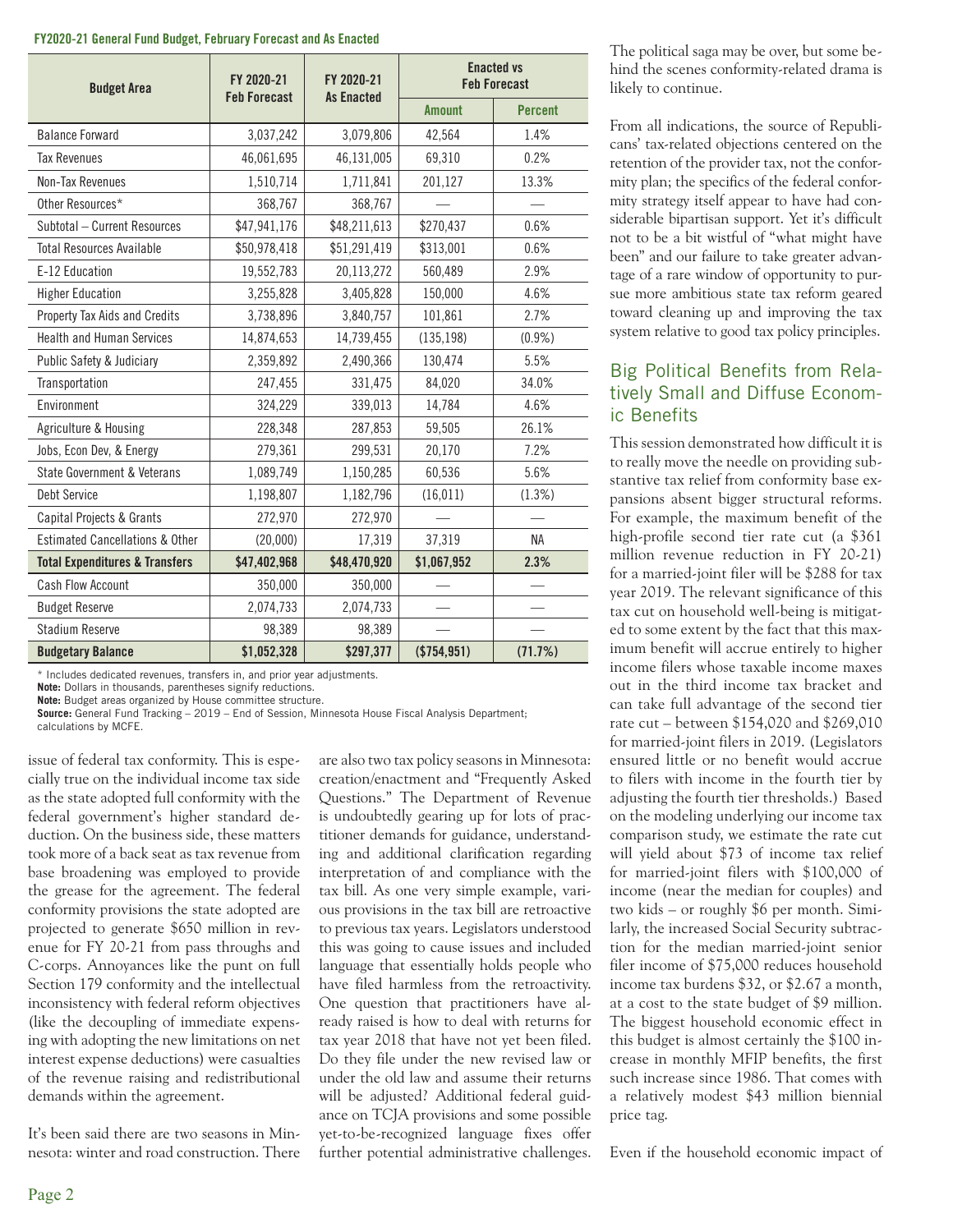**FY2020-21 General Fund Budget, February Forecast and As Enacted**

| Budget Area | FY 2020-21 Feb Forecast | FY 2020-21 As Enacted | Enacted vs Feb Forecast | |
|---|---|---|---|---|
| | | | Amount | Percent |
| Balance Forward | 3,037,242 | 3,079,806 | 42,564 | 1.4% |
| Tax Revenues | 46,061,695 | 46,131,005 | 69,310 | 0.2% |
| Non-Tax Revenues | 1,510,714 | 1,711,841 | 201,127 | 13.3% |
| Other Resources* | 368,767 | 368,767 | — | — |
| Subtotal – Current Resources | $47,941,176 | $48,211,613 | $270,437 | 0.6% |
| Total Resources Available | $50,978,418 | $51,291,419 | $313,001 | 0.6% |
| E-12 Education | 19,552,783 | 20,113,272 | 560,489 | 2.9% |
| Higher Education | 3,255,828 | 3,405,828 | 150,000 | 4.6% |
| Property Tax Aids and Credits | 3,738,896 | 3,840,757 | 101,861 | 2.7% |
| Health and Human Services | 14,874,653 | 14,739,455 | (135,198) | (0.9%) |
| Public Safety & Judiciary | 2,359,892 | 2,490,366 | 130,474 | 5.5% |
| Transportation | 247,455 | 331,475 | 84,020 | 34.0% |
| Environment | 324,229 | 339,013 | 14,784 | 4.6% |
| Agriculture & Housing | 228,348 | 287,853 | 59,505 | 26.1% |
| Jobs, Econ Dev, & Energy | 279,361 | 299,531 | 20,170 | 7.2% |
| State Government & Veterans | 1,089,749 | 1,150,285 | 60,536 | 5.6% |
| Debt Service | 1,198,807 | 1,182,796 | (16,011) | (1.3%) |
| Capital Projects & Grants | 272,970 | 272,970 | — | — |
| Estimated Cancellations & Other | (20,000) | 17,319 | 37,319 | NA |
| **Total Expenditures & Transfers** | **$47,402,968** | **$48,470,920** | **$1,067,952** | **2.3%** |
| Cash Flow Account | 350,000 | 350,000 | — | — |
| Budget Reserve | 2,074,733 | 2,074,733 | — | — |
| Stadium Reserve | 98,389 | 98,389 | — | — |
| **Budgetary Balance** | **$1,052,328** | **$297,377** | **($754,951)** | **(71.7%)** |

\* Includes dedicated revenues, transfers in, and prior year adjustments.
**Note:** Dollars in thousands, parentheses signify reductions.
**Note:** Budget areas organized by House committee structure.
**Source:** General Fund Tracking – 2019 – End of Session, Minnesota House Fiscal Analysis Department; calculations by MCFE.

issue of federal tax conformity. This is especially true on the individual income tax side as the state adopted full conformity with the federal government's higher standard deduction. On the business side, these matters took more of a back seat as tax revenue from base broadening was employed to provide the grease for the agreement. The federal conformity provisions the state adopted are projected to generate $650 million in revenue for FY 20-21 from pass throughs and C-corps. Annoyances like the punt on full Section 179 conformity and the intellectual inconsistency with federal reform objectives (like the decoupling of immediate expensing with adopting the new limitations on net interest expense deductions) were casualties of the revenue raising and redistributional demands within the agreement.

It's been said there are two seasons in Minnesota: winter and road construction. There are also two tax policy seasons in Minnesota: creation/enactment and "Frequently Asked Questions." The Department of Revenue is undoubtedly gearing up for lots of practitioner demands for guidance, understanding and additional clarification regarding interpretation of and compliance with the tax bill. As one very simple example, various provisions in the tax bill are retroactive to previous tax years. Legislators understood this was going to cause issues and included language that essentially holds people who have filed harmless from the retroactivity. One question that practitioners have already raised is how to deal with returns for tax year 2018 that have not yet been filed. Do they file under the new revised law or under the old law and assume their returns will be adjusted? Additional federal guidance on TCJA provisions and some possible yet-to-be-recognized language fixes offer further potential administrative challenges.

The political saga may be over, but some behind the scenes conformity-related drama is likely to continue.

From all indications, the source of Republicans' tax-related objections centered on the retention of the provider tax, not the conformity plan; the specifics of the federal conformity strategy itself appear to have had considerable bipartisan support. Yet it's difficult not to be a bit wistful of "what might have been" and our failure to take greater advantage of a rare window of opportunity to pursue more ambitious state tax reform geared toward cleaning up and improving the tax system relative to good tax policy principles.

## Big Political Benefits from Relatively Small and Diffuse Economic Benefits

This session demonstrated how difficult it is to really move the needle on providing substantive tax relief from conformity base expansions absent bigger structural reforms. For example, the maximum benefit of the high-profile second tier rate cut (a $361 million revenue reduction in FY 20-21) for a married-joint filer will be $288 for tax year 2019. The relevant significance of this tax cut on household well-being is mitigated to some extent by the fact that this maximum benefit will accrue entirely to higher income filers whose taxable income maxes out in the third income tax bracket and can take full advantage of the second tier rate cut – between $154,020 and $269,010 for married-joint filers in 2019. (Legislators ensured little or no benefit would accrue to filers with income in the fourth tier by adjusting the fourth tier thresholds.) Based on the modeling underlying our income tax comparison study, we estimate the rate cut will yield about $73 of income tax relief for married-joint filers with $100,000 of income (near the median for couples) and two kids – or roughly $6 per month. Similarly, the increased Social Security subtraction for the median married-joint senior filer income of $75,000 reduces household income tax burdens $32, or $2.67 a month, at a cost to the state budget of $9 million. The biggest household economic effect in this budget is almost certainly the $100 increase in monthly MFIP benefits, the first such increase since 1986. That comes with a relatively modest $43 million biennial price tag.

Even if the household economic impact of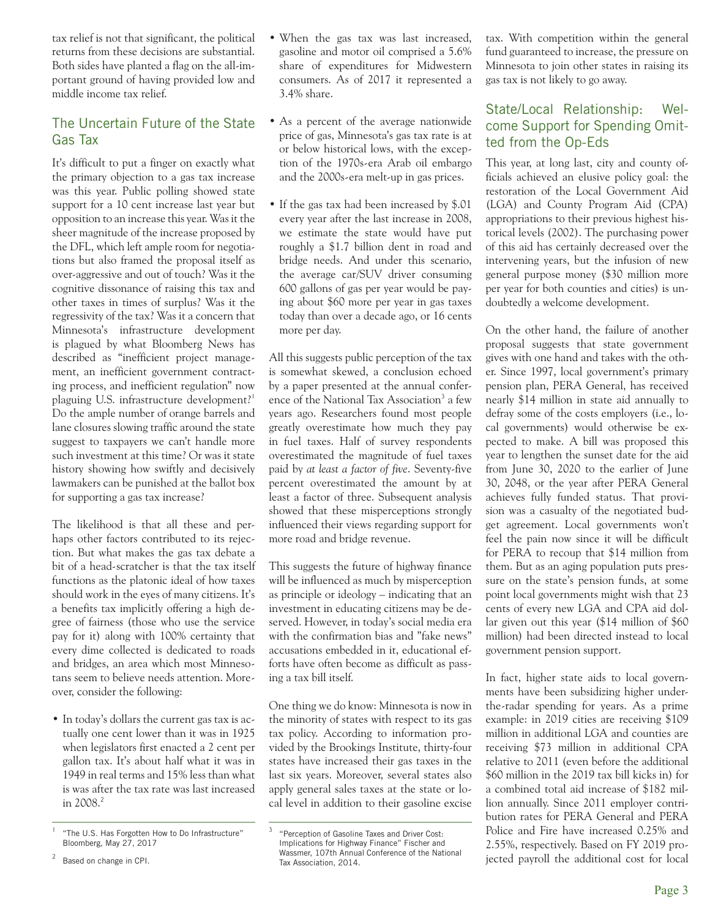tax relief is not that significant, the political returns from these decisions are substantial. Both sides have planted a flag on the all-important ground of having provided low and middle income tax relief.

## The Uncertain Future of the State Gas Tax

It's difficult to put a finger on exactly what the primary objection to a gas tax increase was this year. Public polling showed state support for a 10 cent increase last year but opposition to an increase this year. Was it the sheer magnitude of the increase proposed by the DFL, which left ample room for negotiations but also framed the proposal itself as over-aggressive and out of touch? Was it the cognitive dissonance of raising this tax and other taxes in times of surplus? Was it the regressivity of the tax? Was it a concern that Minnesota's infrastructure development is plagued by what Bloomberg News has described as "inefficient project management, an inefficient government contracting process, and inefficient regulation" now plaguing U.S. infrastructure development?[1] Do the ample number of orange barrels and lane closures slowing traffic around the state suggest to taxpayers we can't handle more such investment at this time? Or was it state history showing how swiftly and decisively lawmakers can be punished at the ballot box for supporting a gas tax increase?

The likelihood is that all these and perhaps other factors contributed to its rejection. But what makes the gas tax debate a bit of a head-scratcher is that the tax itself functions as the platonic ideal of how taxes should work in the eyes of many citizens. It's a benefits tax implicitly offering a high degree of fairness (those who use the service pay for it) along with 100% certainty that every dime collected is dedicated to roads and bridges, an area which most Minnesotans seem to believe needs attention. Moreover, consider the following:

- In today's dollars the current gas tax is actually one cent lower than it was in 1925 when legislators first enacted a 2 cent per gallon tax. It's about half what it was in 1949 in real terms and 15% less than what is was after the tax rate was last increased in 2008.[2]
- When the gas tax was last increased, gasoline and motor oil comprised a 5.6% share of expenditures for Midwestern consumers. As of 2017 it represented a 3.4% share.
- As a percent of the average nationwide price of gas, Minnesota's gas tax rate is at or below historical lows, with the exception of the 1970s-era Arab oil embargo and the 2000s-era melt-up in gas prices.
- If the gas tax had been increased by $.01 every year after the last increase in 2008, we estimate the state would have put roughly a $1.7 billion dent in road and bridge needs. And under this scenario, the average car/SUV driver consuming 600 gallons of gas per year would be paying about $60 more per year in gas taxes today than over a decade ago, or 16 cents more per day.

All this suggests public perception of the tax is somewhat skewed, a conclusion echoed by a paper presented at the annual conference of the National Tax Association[3] a few years ago. Researchers found most people greatly overestimate how much they pay in fuel taxes. Half of survey respondents overestimated the magnitude of fuel taxes paid by *at least a factor of five*. Seventy-five percent overestimated the amount by at least a factor of three. Subsequent analysis showed that these misperceptions strongly influenced their views regarding support for more road and bridge revenue.

This suggests the future of highway finance will be influenced as much by misperception as principle or ideology – indicating that an investment in educating citizens may be deserved. However, in today's social media era with the confirmation bias and "fake news" accusations embedded in it, educational efforts have often become as difficult as passing a tax bill itself.

One thing we do know: Minnesota is now in the minority of states with respect to its gas tax policy. According to information provided by the Brookings Institute, thirty-four states have increased their gas taxes in the last six years. Moreover, several states also apply general sales taxes at the state or local level in addition to their gasoline excise tax. With competition within the general fund guaranteed to increase, the pressure on Minnesota to join other states in raising its gas tax is not likely to go away.

## State/Local Relationship: Welcome Support for Spending Omitted from the Op-Eds

This year, at long last, city and county officials achieved an elusive policy goal: the restoration of the Local Government Aid (LGA) and County Program Aid (CPA) appropriations to their previous highest historical levels (2002). The purchasing power of this aid has certainly decreased over the intervening years, but the infusion of new general purpose money ($30 million more per year for both counties and cities) is undoubtedly a welcome development.

On the other hand, the failure of another proposal suggests that state government gives with one hand and takes with the other. Since 1997, local government's primary pension plan, PERA General, has received nearly $14 million in state aid annually to defray some of the costs employers (i.e., local governments) would otherwise be expected to make. A bill was proposed this year to lengthen the sunset date for the aid from June 30, 2020 to the earlier of June 30, 2048, or the year after PERA General achieves fully funded status. That provision was a casualty of the negotiated budget agreement. Local governments won't feel the pain now since it will be difficult for PERA to recoup that $14 million from them. But as an aging population puts pressure on the state's pension funds, at some point local governments might wish that 23 cents of every new LGA and CPA aid dollar given out this year ($14 million of $60 million) had been directed instead to local government pension support.

In fact, higher state aids to local governments have been subsidizing higher under-the-radar spending for years. As a prime example: in 2019 cities are receiving $109 million in additional LGA and counties are receiving $73 million in additional CPA relative to 2011 (even before the additional $60 million in the 2019 tax bill kicks in) for a combined total aid increase of $182 million annually. Since 2011 employer contribution rates for PERA General and PERA Police and Fire have increased 0.25% and 2.55%, respectively. Based on FY 2019 projected payroll the additional cost for local

---

[1] "The U.S. Has Forgotten How to Do Infrastructure" Bloomberg, May 27, 2017

[2] Based on change in CPI.

[3] "Perception of Gasoline Taxes and Driver Cost: Implications for Highway Finance" Fischer and Wassmer, 107th Annual Conference of the National Tax Association, 2014.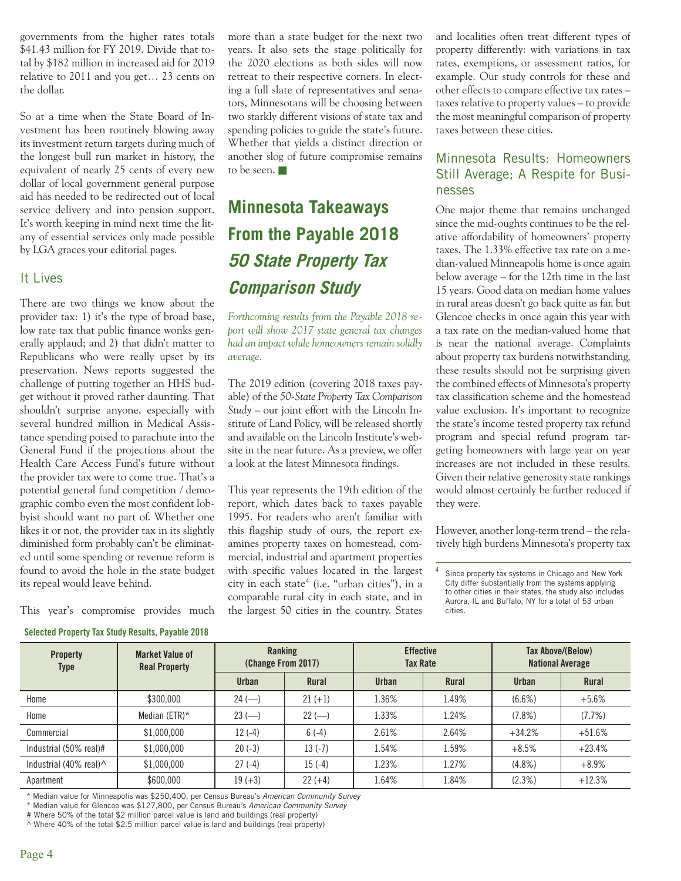governments from the higher rates totals $41.43 million for FY 2019. Divide that total by $182 million in increased aid for 2019 relative to 2011 and you get… 23 cents on the dollar.

So at a time when the State Board of Investment has been routinely blowing away its investment return targets during much of the longest bull run market in history, the equivalent of nearly 25 cents of every new dollar of local government general purpose aid has needed to be redirected out of local service delivery and into pension support. It's worth keeping in mind next time the litany of essential services only made possible by LGA graces your editorial pages.

## It Lives

There are two things we know about the provider tax: 1) it's the type of broad base, low rate tax that public finance wonks generally applaud; and 2) that didn't matter to Republicans who were really upset by its preservation. News reports suggested the challenge of putting together an HHS budget without it proved rather daunting. That shouldn't surprise anyone, especially with several hundred million in Medical Assistance spending poised to parachute into the General Fund if the projections about the Health Care Access Fund's future without the provider tax were to come true. That's a potential general fund competition / demographic combo even the most confident lobbyist should want no part of. Whether one likes it or not, the provider tax in its slightly diminished form probably can't be eliminated until some spending or revenue reform is found to avoid the hole in the state budget its repeal would leave behind.

This year's compromise provides much more than a state budget for the next two years. It also sets the stage politically for the 2020 elections as both sides will now retreat to their respective corners. In electing a full slate of representatives and senators, Minnesotans will be choosing between two starkly different visions of state tax and spending policies to guide the state's future. Whether that yields a distinct direction or another slog of future compromise remains to be seen. ■

# Minnesota Takeaways From the Payable 2018 *50 State Property Tax Comparison Study*

*Forthcoming results from the Payable 2018 report will show 2017 state general tax changes had an impact while homeowners remain solidly average.*

The 2019 edition (covering 2018 taxes payable) of the *50-State Property Tax Comparison Study* – our joint effort with the Lincoln Institute of Land Policy, will be released shortly and available on the Lincoln Institute's website in the near future. As a preview, we offer a look at the latest Minnesota findings.

This year represents the 19th edition of the report, which dates back to taxes payable 1995. For readers who aren't familiar with this flagship study of ours, the report examines property taxes on homestead, commercial, industrial and apartment properties with specific values located in the largest city in each state[4] (i.e. "urban cities"), in a comparable rural city in each state, and in the largest 50 cities in the country. States and localities often treat different types of property differently: with variations in tax rates, exemptions, or assessment ratios, for example. Our study controls for these and other effects to compare effective tax rates – taxes relative to property values – to provide the most meaningful comparison of property taxes between these cities.

## Minnesota Results: Homeowners Still Average; A Respite for Businesses

One major theme that remains unchanged since the mid-oughts continues to be the relative affordability of homeowners' property taxes. The 1.33% effective tax rate on a median-valued Minneapolis home is once again below average – for the 12th time in the last 15 years. Good data on median home values in rural areas doesn't go back quite as far, but Glencoe checks in once again this year with a tax rate on the median-valued home that is near the national average. Complaints about property tax burdens notwithstanding, these results should not be surprising given the combined effects of Minnesota's property tax classification scheme and the homestead value exclusion. It's important to recognize the state's income tested property tax refund program and special refund program targeting homeowners with large year on year increases are not included in these results. Given their relative generosity state rankings would almost certainly be further reduced if they were.

However, another long-term trend – the relatively high burdens Minnesota's property tax

[4] Since property tax systems in Chicago and New York City differ substantially from the systems applying to other cities in their states, the study also includes Aurora, IL and Buffalo, NY for a total of 53 urban cities.

**Selected Property Tax Study Results, Payable 2018**

| Property Type | Market Value of Real Property | Ranking (Change From 2017) | | Effective Tax Rate | | Tax Above/(Below) National Average | |
|---|---|---|---|---|---|---|---|
| | | Urban | Rural | Urban | Rural | Urban | Rural |
| Home | $300,000 | 24 (—) | 21 (+1) | 1.36% | 1.49% | (6.6%) | +5.6% |
| Home | Median (ETR)* | 23 (—) | 22 (—) | 1.33% | 1.24% | (7.8%) | (7.7%) |
| Commercial | $1,000,000 | 12 (-4) | 6 (-4) | 2.61% | 2.64% | +34.2% | +51.6% |
| Industrial (50% real)# | $1,000,000 | 20 (-3) | 13 (-7) | 1.54% | 1.59% | +8.5% | +23.4% |
| Industrial (40% real)^ | $1,000,000 | 27 (-4) | 15 (-4) | 1.23% | 1.27% | (4.8%) | +8.9% |
| Apartment | $600,000 | 19 (+3) | 22 (+4) | 1.64% | 1.84% | (2.3%) | +12.3% |

\* Median value for Minneapolis was $250,400, per Census Bureau's *American Community Survey*
\* Median value for Glencoe was $127,800, per Census Bureau's *American Community Survey*
# Where 50% of the total $2 million parcel value is land and buildings (real property)
^ Where 40% of the total $2.5 million parcel value is land and buildings (real property)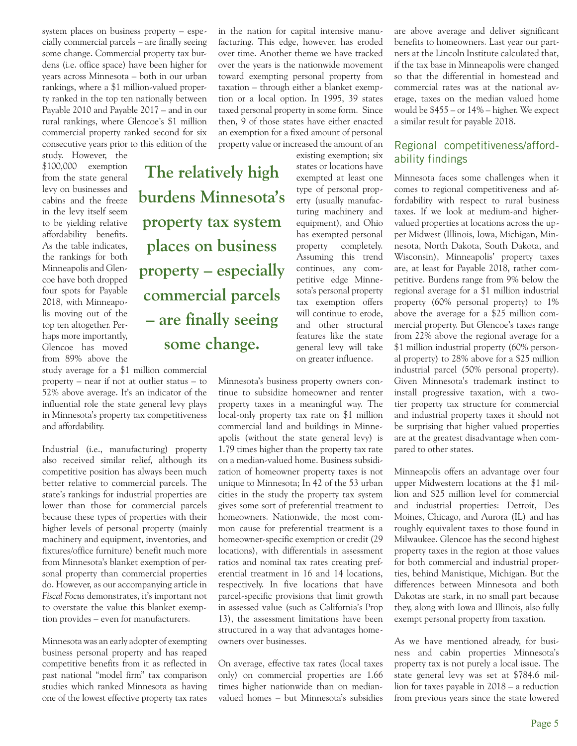system places on business property – especially commercial parcels – are finally seeing some change. Commercial property tax burdens (i.e. office space) have been higher for years across Minnesota – both in our urban rankings, where a $1 million-valued property ranked in the top ten nationally between Payable 2010 and Payable 2017 – and in our rural rankings, where Glencoe's $1 million commercial property ranked second for six consecutive years prior to this edition of the study. However, the $100,000 exemption from the state general levy on businesses and cabins and the freeze in the levy itself seem to be yielding relative affordability benefits. As the table indicates, the rankings for both Minneapolis and Glencoe have both dropped four spots for Payable 2018, with Minneapolis moving out of the top ten altogether. Perhaps more importantly, Glencoe has moved from 89% above the study average for a $1 million commercial property – near if not at outlier status – to 52% above average. It's an indicator of the influential role the state general levy plays in Minnesota's property tax competitiveness and affordability.

Industrial (i.e., manufacturing) property also received similar relief, although its competitive position has always been much better relative to commercial parcels. The state's rankings for industrial properties are lower than those for commercial parcels because these types of properties with their higher levels of personal property (mainly machinery and equipment, inventories, and fixtures/office furniture) benefit much more from Minnesota's blanket exemption of personal property than commercial properties do. However, as our accompanying article in *Fiscal Focus* demonstrates, it's important not to overstate the value this blanket exemption provides – even for manufacturers.

Minnesota was an early adopter of exempting business personal property and has reaped competitive benefits from it as reflected in past national "model firm" tax comparison studies which ranked Minnesota as having one of the lowest effective property tax rates in the nation for capital intensive manufacturing. This edge, however, has eroded over time. Another theme we have tracked over the years is the nationwide movement toward exempting personal property from taxation – through either a blanket exemption or a local option. In 1995, 39 states taxed personal property in some form. Since then, 9 of those states have either enacted an exemption for a fixed amount of personal property value or increased the amount of an existing exemption; six states or locations have exempted at least one type of personal property (usually manufacturing machinery and equipment), and Ohio has exempted personal property completely. Assuming this trend continues, any competitive edge Minnesota's personal property tax exemption offers will continue to erode, and other structural features like the state general levy will take on greater influence.

**The relatively high burdens Minnesota's property tax system places on business property – especially commercial parcels – are finally seeing some change.**

Minnesota's business property owners continue to subsidize homeowner and renter property taxes in a meaningful way. The local-only property tax rate on $1 million commercial land and buildings in Minneapolis (without the state general levy) is 1.79 times higher than the property tax rate on a median-valued home. Business subsidization of homeowner property taxes is not unique to Minnesota; In 42 of the 53 urban cities in the study the property tax system gives some sort of preferential treatment to homeowners. Nationwide, the most common cause for preferential treatment is a homeowner-specific exemption or credit (29 locations), with differentials in assessment ratios and nominal tax rates creating preferential treatment in 16 and 14 locations, respectively. In five locations that have parcel-specific provisions that limit growth in assessed value (such as California's Prop 13), the assessment limitations have been structured in a way that advantages homeowners over businesses.

On average, effective tax rates (local taxes only) on commercial properties are 1.66 times higher nationwide than on median-valued homes – but Minnesota's subsidies are above average and deliver significant benefits to homeowners. Last year our partners at the Lincoln Institute calculated that, if the tax base in Minneapolis were changed so that the differential in homestead and commercial rates was at the national average, taxes on the median valued home would be $455 – or 14% – higher. We expect a similar result for payable 2018.

## Regional competitiveness/affordability findings

Minnesota faces some challenges when it comes to regional competitiveness and affordability with respect to rural business taxes. If we look at medium-and higher-valued properties at locations across the upper Midwest (Illinois, Iowa, Michigan, Minnesota, North Dakota, South Dakota, and Wisconsin), Minneapolis' property taxes are, at least for Payable 2018, rather competitive. Burdens range from 9% below the regional average for a $1 million industrial property (60% personal property) to 1% above the average for a $25 million commercial property. But Glencoe's taxes range from 22% above the regional average for a $1 million industrial property (60% personal property) to 28% above for a $25 million industrial parcel (50% personal property). Given Minnesota's trademark instinct to install progressive taxation, with a two-tier property tax structure for commercial and industrial property taxes it should not be surprising that higher valued properties are at the greatest disadvantage when compared to other states.

Minneapolis offers an advantage over four upper Midwestern locations at the $1 million and $25 million level for commercial and industrial properties: Detroit, Des Moines, Chicago, and Aurora (IL) and has roughly equivalent taxes to those found in Milwaukee. Glencoe has the second highest property taxes in the region at those values for both commercial and industrial properties, behind Manistique, Michigan. But the differences between Minnesota and both Dakotas are stark, in no small part because they, along with Iowa and Illinois, also fully exempt personal property from taxation.

As we have mentioned already, for business and cabin properties Minnesota's property tax is not purely a local issue. The state general levy was set at $784.6 million for taxes payable in 2018 – a reduction from previous years since the state lowered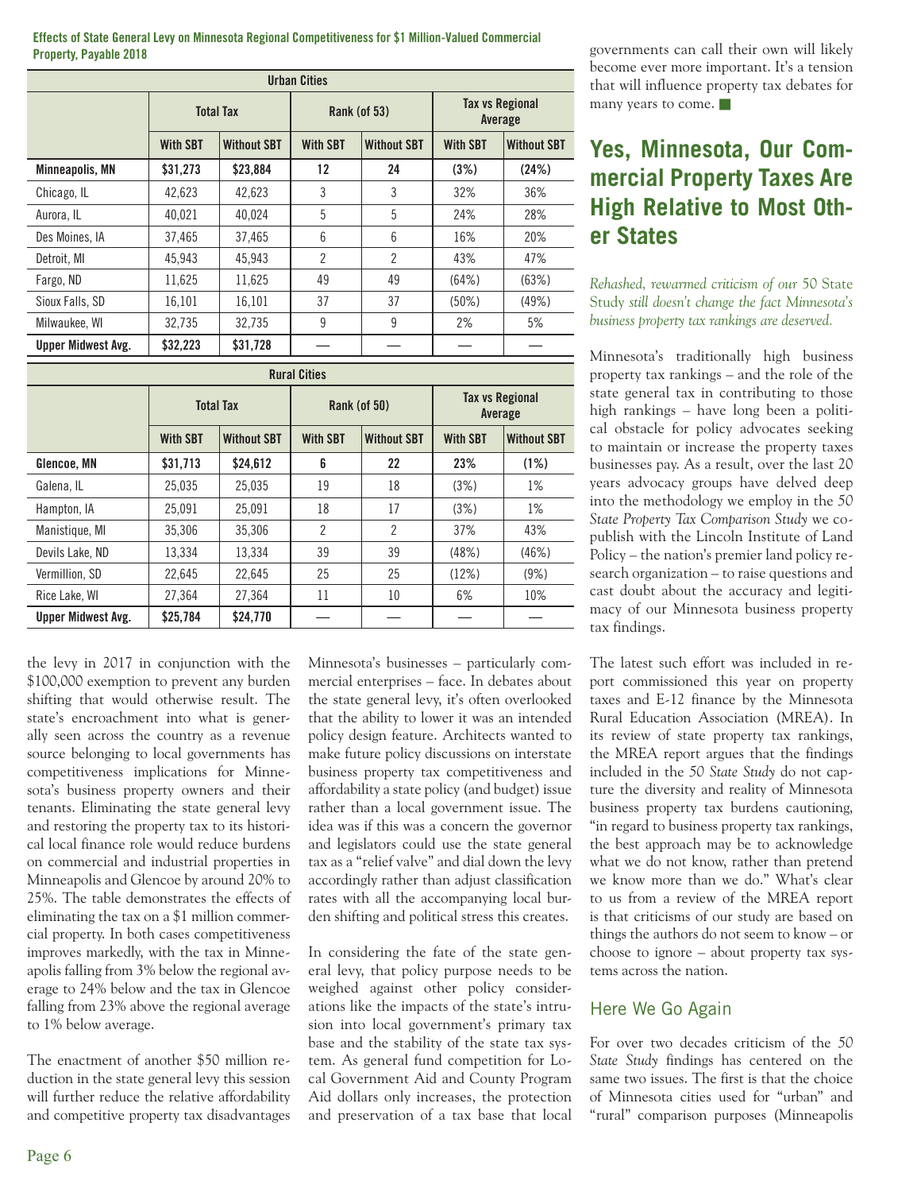**Effects of State General Levy on Minnesota Regional Competitiveness for $1 Million-Valued Commercial Property, Payable 2018**

| Urban Cities | | | | | | |
|---|---|---|---|---|---|---|
| | Total Tax | | Rank (of 53) | | Tax vs Regional Average | |
| | With SBT | Without SBT | With SBT | Without SBT | With SBT | Without SBT |
| **Minneapolis, MN** | **$31,273** | **$23,884** | **12** | **24** | **(3%)** | **(24%)** |
| Chicago, IL | 42,623 | 42,623 | 3 | 3 | 32% | 36% |
| Aurora, IL | 40,021 | 40,024 | 5 | 5 | 24% | 28% |
| Des Moines, IA | 37,465 | 37,465 | 6 | 6 | 16% | 20% |
| Detroit, MI | 45,943 | 45,943 | 2 | 2 | 43% | 47% |
| Fargo, ND | 11,625 | 11,625 | 49 | 49 | (64%) | (63%) |
| Sioux Falls, SD | 16,101 | 16,101 | 37 | 37 | (50%) | (49%) |
| Milwaukee, WI | 32,735 | 32,735 | 9 | 9 | 2% | 5% |
| **Upper Midwest Avg.** | **$32,223** | **$31,728** | — | — | — | — |

| Rural Cities | | | | | | |
|---|---|---|---|---|---|---|
| | Total Tax | | Rank (of 50) | | Tax vs Regional Average | |
| | With SBT | Without SBT | With SBT | Without SBT | With SBT | Without SBT |
| **Glencoe, MN** | **$31,713** | **$24,612** | **6** | **22** | **23%** | **(1%)** |
| Galena, IL | 25,035 | 25,035 | 19 | 18 | (3%) | 1% |
| Hampton, IA | 25,091 | 25,091 | 18 | 17 | (3%) | 1% |
| Manistique, MI | 35,306 | 35,306 | 2 | 2 | 37% | 43% |
| Devils Lake, ND | 13,334 | 13,334 | 39 | 39 | (48%) | (46%) |
| Vermillion, SD | 22,645 | 22,645 | 25 | 25 | (12%) | (9%) |
| Rice Lake, WI | 27,364 | 27,364 | 11 | 10 | 6% | 10% |
| **Upper Midwest Avg.** | **$25,784** | **$24,770** | — | — | — | — |

the levy in 2017 in conjunction with the $100,000 exemption to prevent any burden shifting that would otherwise result. The state's encroachment into what is generally seen across the country as a revenue source belonging to local governments has competitiveness implications for Minnesota's business property owners and their tenants. Eliminating the state general levy and restoring the property tax to its historical local finance role would reduce burdens on commercial and industrial properties in Minneapolis and Glencoe by around 20% to 25%. The table demonstrates the effects of eliminating the tax on a $1 million commercial property. In both cases competitiveness improves markedly, with the tax in Minneapolis falling from 3% below the regional average to 24% below and the tax in Glencoe falling from 23% above the regional average to 1% below average.

The enactment of another $50 million reduction in the state general levy this session will further reduce the relative affordability and competitive property tax disadvantages Minnesota's businesses – particularly commercial enterprises – face. In debates about the state general levy, it's often overlooked that the ability to lower it was an intended policy design feature. Architects wanted to make future policy discussions on interstate business property tax competitiveness and affordability a state policy (and budget) issue rather than a local government issue. The idea was if this was a concern the governor and legislators could use the state general tax as a "relief valve" and dial down the levy accordingly rather than adjust classification rates with all the accompanying local burden shifting and political stress this creates.

In considering the fate of the state general levy, that policy purpose needs to be weighed against other policy considerations like the impacts of the state's intrusion into local government's primary tax base and the stability of the state tax system. As general fund competition for Local Government Aid and County Program Aid dollars only increases, the protection and preservation of a tax base that local governments can call their own will likely become ever more important. It's a tension that will influence property tax debates for many years to come. ■

# Yes, Minnesota, Our Commercial Property Taxes Are High Relative to Most Other States

*Rehashed, rewarmed criticism of our* 50 State Study *still doesn't change the fact Minnesota's business property tax rankings are deserved.*

Minnesota's traditionally high business property tax rankings – and the role of the state general tax in contributing to those high rankings – have long been a political obstacle for policy advocates seeking to maintain or increase the property taxes businesses pay. As a result, over the last 20 years advocacy groups have delved deep into the methodology we employ in the *50 State Property Tax Comparison Study* we copublish with the Lincoln Institute of Land Policy – the nation's premier land policy research organization – to raise questions and cast doubt about the accuracy and legitimacy of our Minnesota business property tax findings.

The latest such effort was included in report commissioned this year on property taxes and E-12 finance by the Minnesota Rural Education Association (MREA). In its review of state property tax rankings, the MREA report argues that the findings included in the *50 State Study* do not capture the diversity and reality of Minnesota business property tax burdens cautioning, "in regard to business property tax rankings, the best approach may be to acknowledge what we do not know, rather than pretend we know more than we do." What's clear to us from a review of the MREA report is that criticisms of our study are based on things the authors do not seem to know – or choose to ignore – about property tax systems across the nation.

## Here We Go Again

For over two decades criticism of the *50 State Study* findings has centered on the same two issues. The first is that the choice of Minnesota cities used for "urban" and "rural" comparison purposes (Minneapolis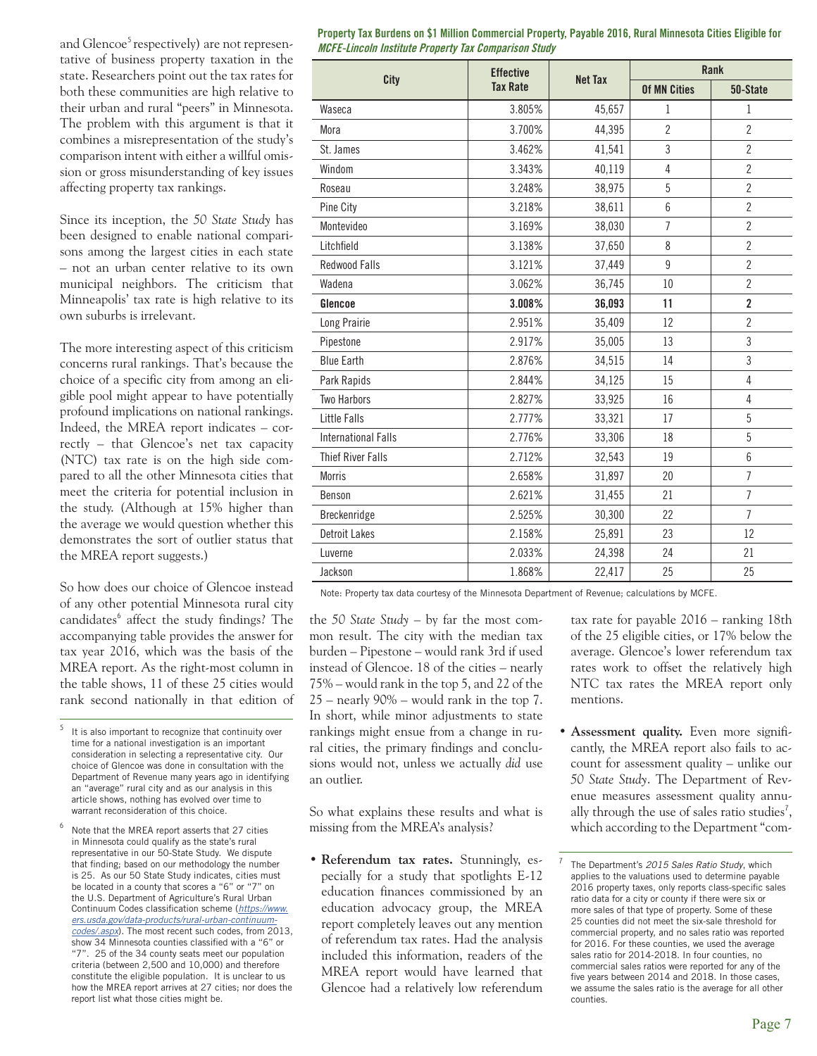and Glencoe[5] respectively) are not representative of business property taxation in the state. Researchers point out the tax rates for both these communities are high relative to their urban and rural "peers" in Minnesota. The problem with this argument is that it combines a misrepresentation of the study's comparison intent with either a willful omission or gross misunderstanding of key issues affecting property tax rankings.

Since its inception, the *50 State Study* has been designed to enable national comparisons among the largest cities in each state – not an urban center relative to its own municipal neighbors. The criticism that Minneapolis' tax rate is high relative to its own suburbs is irrelevant.

The more interesting aspect of this criticism concerns rural rankings. That's because the choice of a specific city from among an eligible pool might appear to have potentially profound implications on national rankings. Indeed, the MREA report indicates – correctly – that Glencoe's net tax capacity (NTC) tax rate is on the high side compared to all the other Minnesota cities that meet the criteria for potential inclusion in the study. (Although at 15% higher than the average we would question whether this demonstrates the sort of outlier status that the MREA report suggests.)

So how does our choice of Glencoe instead of any other potential Minnesota rural city candidates[6] affect the study findings? The accompanying table provides the answer for tax year 2016, which was the basis of the MREA report. As the right-most column in the table shows, 11 of these 25 cities would rank second nationally in that edition of the *50 State Study* – by far the most common result. The city with the median tax burden – Pipestone – would rank 3rd if used instead of Glencoe. 18 of the cities – nearly 75% – would rank in the top 5, and 22 of the 25 – nearly 90% – would rank in the top 7. In short, while minor adjustments to state rankings might ensue from a change in rural cities, the primary findings and conclusions would not, unless we actually *did* use an outlier.

**Property Tax Burdens on $1 Million Commercial Property, Payable 2016, Rural Minnesota Cities Eligible for *MCFE-Lincoln Institute Property Tax Comparison Study***

| City | Effective Tax Rate | Net Tax | Rank | |
|---|---|---|---|---|
| | | | Of MN Cities | 50-State |
| Waseca | 3.805% | 45,657 | 1 | 1 |
| Mora | 3.700% | 44,395 | 2 | 2 |
| St. James | 3.462% | 41,541 | 3 | 2 |
| Windom | 3.343% | 40,119 | 4 | 2 |
| Roseau | 3.248% | 38,975 | 5 | 2 |
| Pine City | 3.218% | 38,611 | 6 | 2 |
| Montevideo | 3.169% | 38,030 | 7 | 2 |
| Litchfield | 3.138% | 37,650 | 8 | 2 |
| Redwood Falls | 3.121% | 37,449 | 9 | 2 |
| Wadena | 3.062% | 36,745 | 10 | 2 |
| **Glencoe** | **3.008%** | **36,093** | **11** | **2** |
| Long Prairie | 2.951% | 35,409 | 12 | 2 |
| Pipestone | 2.917% | 35,005 | 13 | 3 |
| Blue Earth | 2.876% | 34,515 | 14 | 3 |
| Park Rapids | 2.844% | 34,125 | 15 | 4 |
| Two Harbors | 2.827% | 33,925 | 16 | 4 |
| Little Falls | 2.777% | 33,321 | 17 | 5 |
| International Falls | 2.776% | 33,306 | 18 | 5 |
| Thief River Falls | 2.712% | 32,543 | 19 | 6 |
| Morris | 2.658% | 31,897 | 20 | 7 |
| Benson | 2.621% | 31,455 | 21 | 7 |
| Breckenridge | 2.525% | 30,300 | 22 | 7 |
| Detroit Lakes | 2.158% | 25,891 | 23 | 12 |
| Luverne | 2.033% | 24,398 | 24 | 21 |
| Jackson | 1.868% | 22,417 | 25 | 25 |

Note: Property tax data courtesy of the Minnesota Department of Revenue; calculations by MCFE.

So what explains these results and what is missing from the MREA's analysis?

- **Referendum tax rates.** Stunningly, especially for a study that spotlights E-12 education finances commissioned by an education advocacy group, the MREA report completely leaves out any mention of referendum tax rates. Had the analysis included this information, readers of the MREA report would have learned that Glencoe had a relatively low referendum tax rate for payable 2016 – ranking 18th of the 25 eligible cities, or 17% below the average. Glencoe's lower referendum tax rates work to offset the relatively high NTC tax rates the MREA report only mentions.

- **Assessment quality.** Even more significantly, the MREA report also fails to account for assessment quality – unlike our *50 State Study*. The Department of Revenue measures assessment quality annually through the use of sales ratio studies[7], which according to the Department "com-

[5] It is also important to recognize that continuity over time for a national investigation is an important consideration in selecting a representative city. Our choice of Glencoe was done in consultation with the Department of Revenue many years ago in identifying an "average" rural city and as our analysis in this article shows, nothing has evolved over time to warrant reconsideration of this choice.

[6] Note that the MREA report asserts that 27 cities in Minnesota could qualify as the state's rural representative in our 50-State Study. We dispute that finding; based on our methodology the number is 25. As our 50 State Study indicates, cities must be located in a county that scores a "6" or "7" on the U.S. Department of Agriculture's Rural Urban Continuum Codes classification scheme (https://www.ers.usda.gov/data-products/rural-urban-continuum-codes/.aspx). The most recent such codes, from 2013, show 34 Minnesota counties classified with a "6" or "7". 25 of the 34 county seats meet our population criteria (between 2,500 and 10,000) and therefore constitute the eligible population. It is unclear to us how the MREA report arrives at 27 cities; nor does the report list what those cities might be.

[7] The Department's *2015 Sales Ratio Study*, which applies to the valuations used to determine payable 2016 property taxes, only reports class-specific sales ratio data for a city or county if there were six or more sales of that type of property. Some of these 25 counties did not meet the six-sale threshold for commercial property, and no sales ratio was reported for 2016. For these counties, we used the average sales ratio for 2014-2018. In four counties, no commercial sales ratios were reported for any of the five years between 2014 and 2018. In those cases, we assume the sales ratio is the average for all other counties.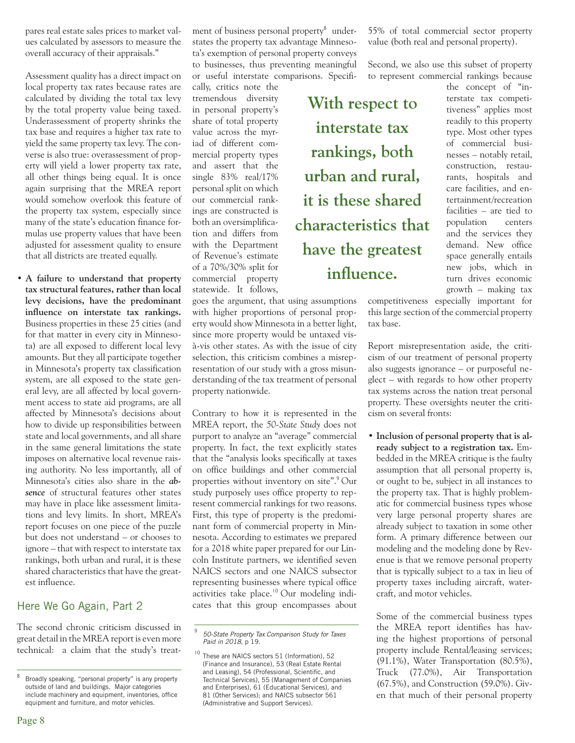pares real estate sales prices to market values calculated by assessors to measure the overall accuracy of their appraisals."

Assessment quality has a direct impact on local property tax rates because rates are calculated by dividing the total tax levy by the total property value being taxed. Underassessment of property shrinks the tax base and requires a higher tax rate to yield the same property tax levy. The converse is also true: overassessment of property will yield a lower property tax rate, all other things being equal. It is once again surprising that the MREA report would somehow overlook this feature of the property tax system, especially since many of the state's education finance formulas use property values that have been adjusted for assessment quality to ensure that all districts are treated equally.

- **A failure to understand that property tax structural features, rather than local levy decisions, have the predominant influence on interstate tax rankings.** Business properties in these 25 cities (and for that matter in every city in Minnesota) are all exposed to different local levy amounts. But they all participate together in Minnesota's property tax classification system, are all exposed to the state general levy, are all affected by local government access to state aid programs, are all affected by Minnesota's decisions about how to divide up responsibilities between state and local governments, and all share in the same general limitations the state imposes on alternative local revenue raising authority. No less importantly, all of Minnesota's cities also share in the ***absence*** of structural features other states may have in place like assessment limitations and levy limits. In short, MREA's report focuses on one piece of the puzzle but does not understand – or chooses to ignore – that with respect to interstate tax rankings, both urban and rural, it is these shared characteristics that have the greatest influence.

## Here We Go Again, Part 2

The second chronic criticism discussed in great detail in the MREA report is even more technical: a claim that the study's treatment of business personal property[8] understates the property tax advantage Minnesota's exemption of personal property conveys to businesses, thus preventing meaningful or useful interstate comparisons. Specifically, critics note the tremendous diversity in personal property's share of total property value across the myriad of different commercial property types and assert that the single 83% real/17% personal split on which our commercial rankings are constructed is both an oversimplification and differs from with the Department of Revenue's estimate of a 70%/30% split for commercial property statewide. It follows, goes the argument, that using assumptions with higher proportions of personal property would show Minnesota in a better light, since more property would be untaxed vis-à-vis other states. As with the issue of city selection, this criticism combines a misrepresentation of our study with a gross misunderstanding of the tax treatment of personal property nationwide.

**With respect to interstate tax rankings, both urban and rural, it is these shared characteristics that have the greatest influence.**

Contrary to how it is represented in the MREA report, the *50-State Study* does not purport to analyze an "average" commercial property. In fact, the text explicitly states that the "analysis looks specifically at taxes on office buildings and other commercial properties without inventory on site".[9] Our study purposely uses office property to represent commercial rankings for two reasons. First, this type of property is the predominant form of commercial property in Minnesota. According to estimates we prepared for a 2018 white paper prepared for our Lincoln Institute partners, we identified seven NAICS sectors and one NAICS subsector representing businesses where typical office activities take place.[10] Our modeling indicates that this group encompasses about 55% of total commercial sector property value (both real and personal property).

Second, we also use this subset of property to represent commercial rankings because the concept of "interstate tax competitiveness" applies most readily to this property type. Most other types of commercial businesses – notably retail, construction, restaurants, hospitals and care facilities, and entertainment/recreation facilities – are tied to population centers and the services they demand. New office space generally entails new jobs, which in turn drives economic growth – making tax competitiveness especially important for this large section of the commercial property tax base.

Report misrepresentation aside, the criticism of our treatment of personal property also suggests ignorance – or purposeful neglect – with regards to how other property tax systems across the nation treat personal property. These oversights neuter the criticism on several fronts:

- **Inclusion of personal property that is already subject to a registration tax.** Embedded in the MREA critique is the faulty assumption that all personal property is, or ought to be, subject in all instances to the property tax. That is highly problematic for commercial business types whose very large personal property shares are already subject to taxation in some other form. A primary difference between our modeling and the modeling done by Revenue is that we remove personal property that is typically subject to a tax in lieu of property taxes including aircraft, watercraft, and motor vehicles.

  Some of the commercial business types the MREA report identifies has having the highest proportions of personal property include Rental/leasing services; (91.1%), Water Transportation (80.5%), Truck (77.0%), Air Transportation (67.5%), and Construction (59.0%). Given that much of their personal property

---

[8] Broadly speaking, "personal property" is any property outside of land and buildings. Major categories include machinery and equipment, inventories, office equipment and furniture, and motor vehicles.

[9] *50-State Property Tax Comparison Study for Taxes Paid in 2018*, p 19.

[10] These are NAICS sectors 51 (Information), 52 (Finance and Insurance), 53 (Real Estate Rental and Leasing), 54 (Professional, Scientific, and Technical Services), 55 (Management of Companies and Enterprises), 61 (Educational Services), and 81 (Other Services); and NAICS subsector 561 (Administrative and Support Services).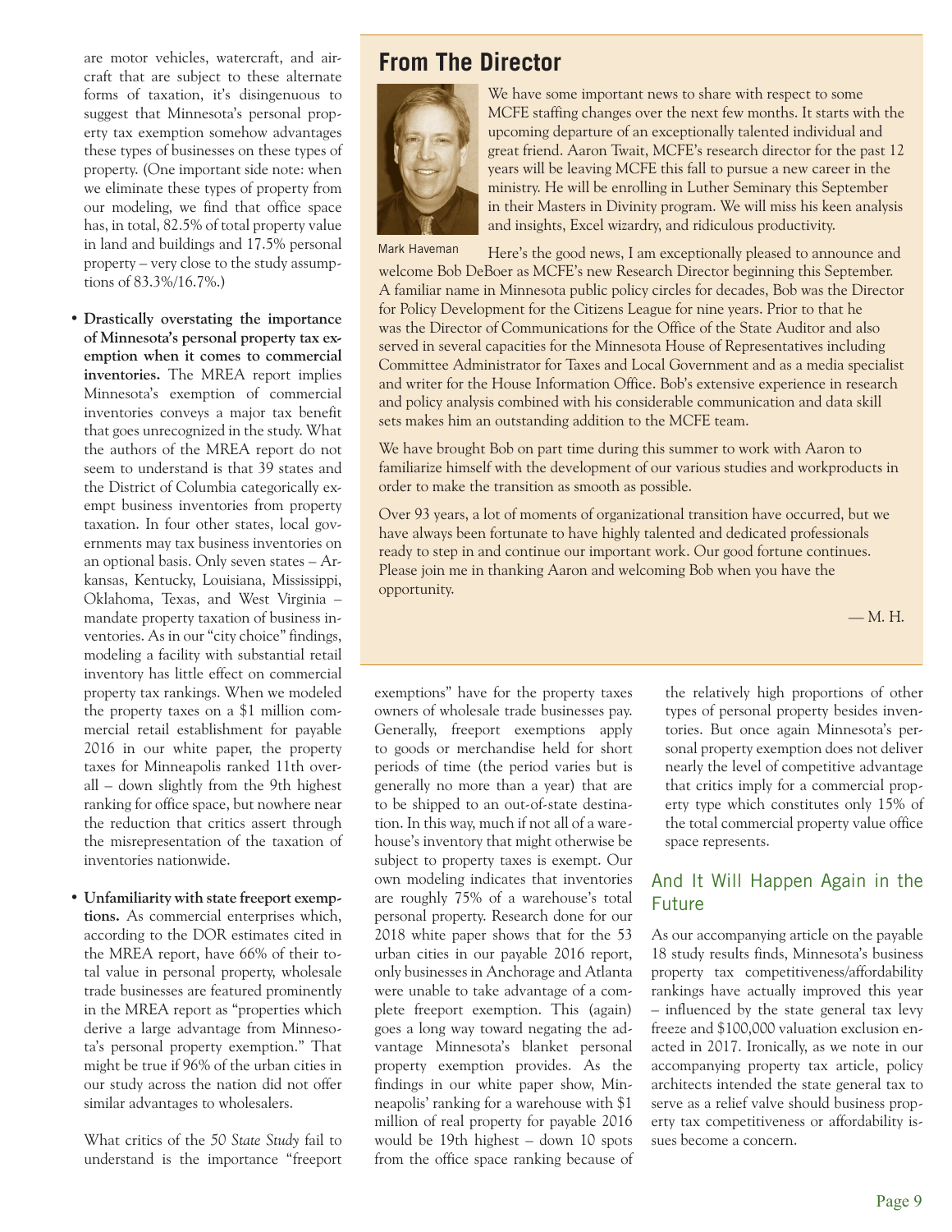are motor vehicles, watercraft, and aircraft that are subject to these alternate forms of taxation, it's disingenuous to suggest that Minnesota's personal property tax exemption somehow advantages these types of businesses on these types of property. (One important side note: when we eliminate these types of property from our modeling, we find that office space has, in total, 82.5% of total property value in land and buildings and 17.5% personal property – very close to the study assumptions of 83.3%/16.7%.)

- **Drastically overstating the importance of Minnesota's personal property tax exemption when it comes to commercial inventories.** The MREA report implies Minnesota's exemption of commercial inventories conveys a major tax benefit that goes unrecognized in the study. What the authors of the MREA report do not seem to understand is that 39 states and the District of Columbia categorically exempt business inventories from property taxation. In four other states, local governments may tax business inventories on an optional basis. Only seven states – Arkansas, Kentucky, Louisiana, Mississippi, Oklahoma, Texas, and West Virginia – mandate property taxation of business inventories. As in our "city choice" findings, modeling a facility with substantial retail inventory has little effect on commercial property tax rankings. When we modeled the property taxes on a $1 million commercial retail establishment for payable 2016 in our white paper, the property taxes for Minneapolis ranked 11th overall – down slightly from the 9th highest ranking for office space, but nowhere near the reduction that critics assert through the misrepresentation of the taxation of inventories nationwide.

- **Unfamiliarity with state freeport exemptions.** As commercial enterprises which, according to the DOR estimates cited in the MREA report, have 66% of their total value in personal property, wholesale trade businesses are featured prominently in the MREA report as "properties which derive a large advantage from Minnesota's personal property exemption." That might be true if 96% of the urban cities in our study across the nation did not offer similar advantages to wholesalers.

What critics of the *50 State Study* fail to understand is the importance "freeport exemptions" have for the property taxes owners of wholesale trade businesses pay. Generally, freeport exemptions apply to goods or merchandise held for short periods of time (the period varies but is generally no more than a year) that are to be shipped to an out-of-state destination. In this way, much if not all of a warehouse's inventory that might otherwise be subject to property taxes is exempt. Our own modeling indicates that inventories are roughly 75% of a warehouse's total personal property. Research done for our 2018 white paper shows that for the 53 urban cities in our payable 2016 report, only businesses in Anchorage and Atlanta were unable to take advantage of a complete freeport exemption. This (again) goes a long way toward negating the advantage Minnesota's blanket personal property exemption provides. As the findings in our white paper show, Minneapolis' ranking for a warehouse with $1 million of real property for payable 2016 would be 19th highest – down 10 spots from the office space ranking because of the relatively high proportions of other types of personal property besides inventories. But once again Minnesota's personal property exemption does not deliver nearly the level of competitive advantage that critics imply for a commercial property type which constitutes only 15% of the total commercial property value office space represents.

## And It Will Happen Again in the Future

As our accompanying article on the payable 18 study results finds, Minnesota's business property tax competitiveness/affordability rankings have actually improved this year – influenced by the state general tax levy freeze and $100,000 valuation exclusion enacted in 2017. Ironically, as we note in our accompanying property tax article, policy architects intended the state general tax to serve as a relief valve should business property tax competitiveness or affordability issues become a concern.

## From The Director

Mark Haveman

We have some important news to share with respect to some MCFE staffing changes over the next few months. It starts with the upcoming departure of an exceptionally talented individual and great friend. Aaron Twait, MCFE's research director for the past 12 years will be leaving MCFE this fall to pursue a new career in the ministry. He will be enrolling in Luther Seminary this September in their Masters in Divinity program. We will miss his keen analysis and insights, Excel wizardry, and ridiculous productivity.

Here's the good news, I am exceptionally pleased to announce and welcome Bob DeBoer as MCFE's new Research Director beginning this September. A familiar name in Minnesota public policy circles for decades, Bob was the Director for Policy Development for the Citizens League for nine years. Prior to that he was the Director of Communications for the Office of the State Auditor and also served in several capacities for the Minnesota House of Representatives including Committee Administrator for Taxes and Local Government and as a media specialist and writer for the House Information Office. Bob's extensive experience in research and policy analysis combined with his considerable communication and data skill sets makes him an outstanding addition to the MCFE team.

We have brought Bob on part time during this summer to work with Aaron to familiarize himself with the development of our various studies and workproducts in order to make the transition as smooth as possible.

Over 93 years, a lot of moments of organizational transition have occurred, but we have always been fortunate to have highly talented and dedicated professionals ready to step in and continue our important work. Our good fortune continues. Please join me in thanking Aaron and welcoming Bob when you have the opportunity.

— M. H.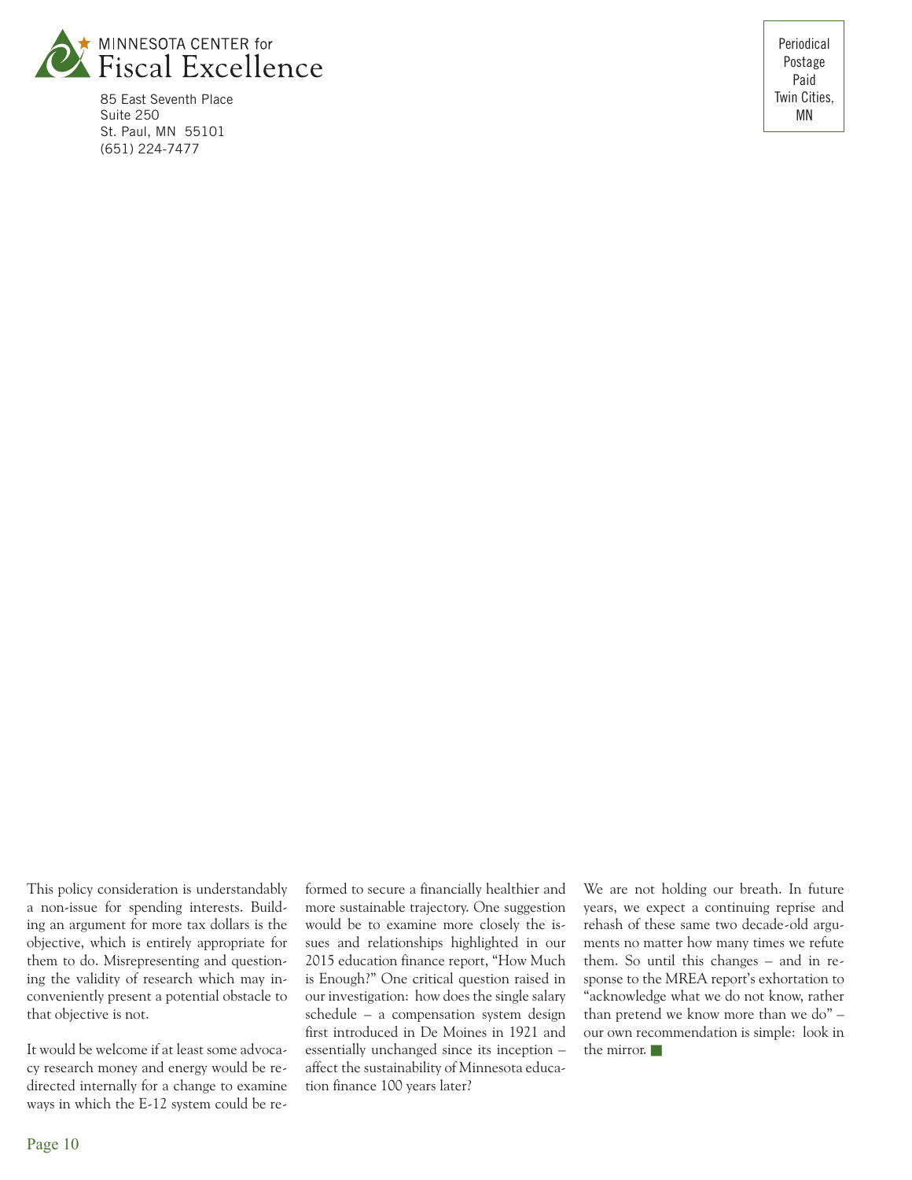MINNESOTA CENTER for
Fiscal Excellence

85 East Seventh Place
Suite 250
St. Paul, MN 55101
(651) 224-7477

Periodical Postage Paid Twin Cities, MN

This policy consideration is understandably a non-issue for spending interests. Building an argument for more tax dollars is the objective, which is entirely appropriate for them to do. Misrepresenting and questioning the validity of research which may inconveniently present a potential obstacle to that objective is not.

It would be welcome if at least some advocacy research money and energy would be redirected internally for a change to examine ways in which the E-12 system could be reformed to secure a financially healthier and more sustainable trajectory. One suggestion would be to examine more closely the issues and relationships highlighted in our 2015 education finance report, "How Much is Enough?" One critical question raised in our investigation: how does the single salary schedule – a compensation system design first introduced in De Moines in 1921 and essentially unchanged since its inception – affect the sustainability of Minnesota education finance 100 years later?

We are not holding our breath. In future years, we expect a continuing reprise and rehash of these same two decade-old arguments no matter how many times we refute them. So until this changes – and in response to the MREA report's exhortation to "acknowledge what we do not know, rather than pretend we know more than we do" – our own recommendation is simple: look in the mirror. ■